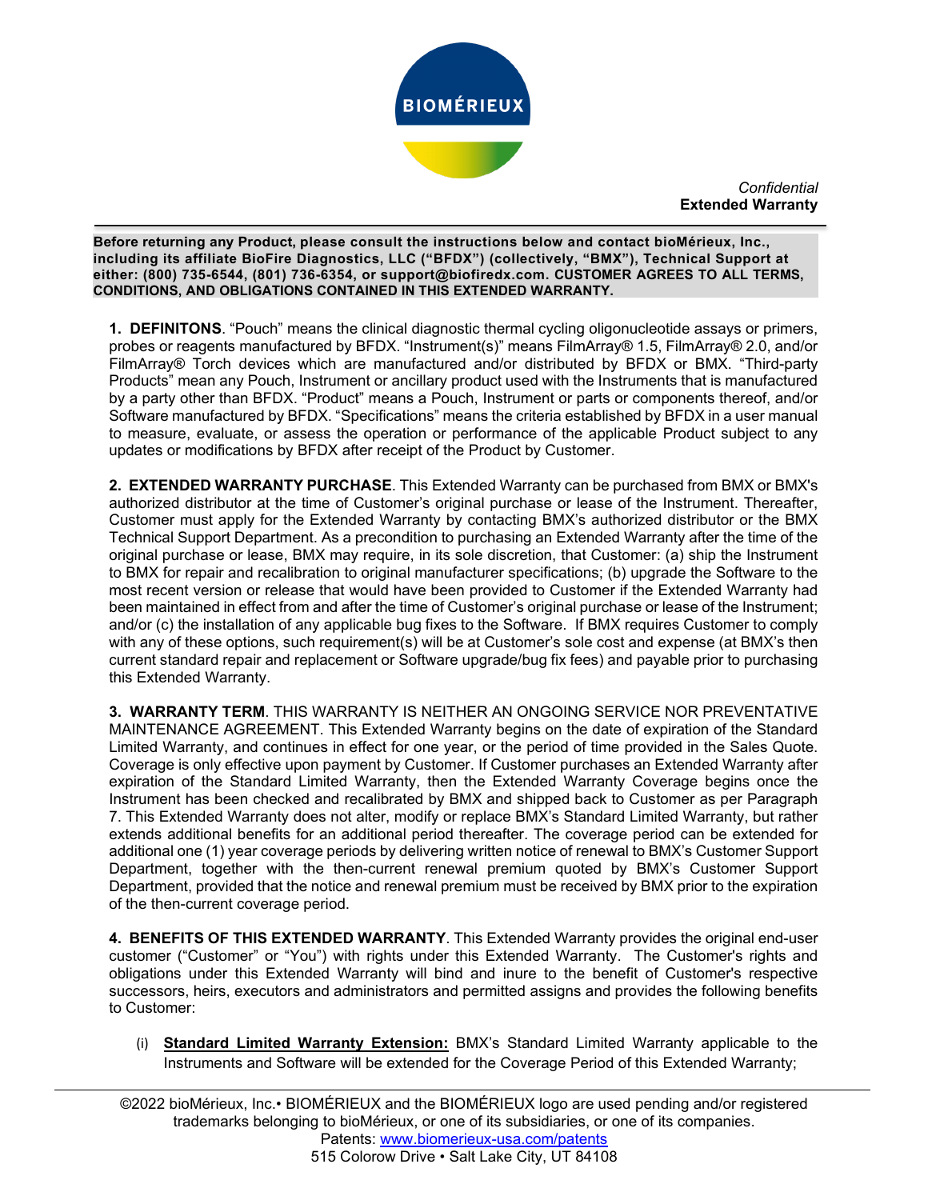*Confidential*
**Extended Warranty**

**Before returning any Product, please consult the instructions below and contact bioMérieux, Inc., including its affiliate BioFire Diagnostics, LLC ("BFDX") (collectively, "BMX"), Technical Support at either: (800) 735-6544, (801) 736-6354, or support@biofiredx.com. CUSTOMER AGREES TO ALL TERMS, CONDITIONS, AND OBLIGATIONS CONTAINED IN THIS EXTENDED WARRANTY.**

**1. DEFINITONS**. "Pouch" means the clinical diagnostic thermal cycling oligonucleotide assays or primers, probes or reagents manufactured by BFDX. "Instrument(s)" means FilmArray® 1.5, FilmArray® 2.0, and/or FilmArray® Torch devices which are manufactured and/or distributed by BFDX or BMX. "Third-party Products" mean any Pouch, Instrument or ancillary product used with the Instruments that is manufactured by a party other than BFDX. "Product" means a Pouch, Instrument or parts or components thereof, and/or Software manufactured by BFDX. "Specifications" means the criteria established by BFDX in a user manual to measure, evaluate, or assess the operation or performance of the applicable Product subject to any updates or modifications by BFDX after receipt of the Product by Customer.

**2. EXTENDED WARRANTY PURCHASE**. This Extended Warranty can be purchased from BMX or BMX's authorized distributor at the time of Customer's original purchase or lease of the Instrument. Thereafter, Customer must apply for the Extended Warranty by contacting BMX's authorized distributor or the BMX Technical Support Department. As a precondition to purchasing an Extended Warranty after the time of the original purchase or lease, BMX may require, in its sole discretion, that Customer: (a) ship the Instrument to BMX for repair and recalibration to original manufacturer specifications; (b) upgrade the Software to the most recent version or release that would have been provided to Customer if the Extended Warranty had been maintained in effect from and after the time of Customer's original purchase or lease of the Instrument; and/or (c) the installation of any applicable bug fixes to the Software. If BMX requires Customer to comply with any of these options, such requirement(s) will be at Customer's sole cost and expense (at BMX's then current standard repair and replacement or Software upgrade/bug fix fees) and payable prior to purchasing this Extended Warranty.

**3. WARRANTY TERM**. THIS WARRANTY IS NEITHER AN ONGOING SERVICE NOR PREVENTATIVE MAINTENANCE AGREEMENT. This Extended Warranty begins on the date of expiration of the Standard Limited Warranty, and continues in effect for one year, or the period of time provided in the Sales Quote. Coverage is only effective upon payment by Customer. If Customer purchases an Extended Warranty after expiration of the Standard Limited Warranty, then the Extended Warranty Coverage begins once the Instrument has been checked and recalibrated by BMX and shipped back to Customer as per Paragraph 7. This Extended Warranty does not alter, modify or replace BMX's Standard Limited Warranty, but rather extends additional benefits for an additional period thereafter. The coverage period can be extended for additional one (1) year coverage periods by delivering written notice of renewal to BMX's Customer Support Department, together with the then-current renewal premium quoted by BMX's Customer Support Department, provided that the notice and renewal premium must be received by BMX prior to the expiration of the then-current coverage period.

**4. BENEFITS OF THIS EXTENDED WARRANTY**. This Extended Warranty provides the original end-user customer ("Customer" or "You") with rights under this Extended Warranty. The Customer's rights and obligations under this Extended Warranty will bind and inure to the benefit of Customer's respective successors, heirs, executors and administrators and permitted assigns and provides the following benefits to Customer:

(i) **Standard Limited Warranty Extension:** BMX's Standard Limited Warranty applicable to the Instruments and Software will be extended for the Coverage Period of this Extended Warranty;

©2022 bioMérieux, Inc.• BIOMÉRIEUX and the BIOMÉRIEUX logo are used pending and/or registered trademarks belonging to bioMérieux, or one of its subsidiaries, or one of its companies.
Patents: www.biomerieux-usa.com/patents
515 Colorow Drive • Salt Lake City, UT 84108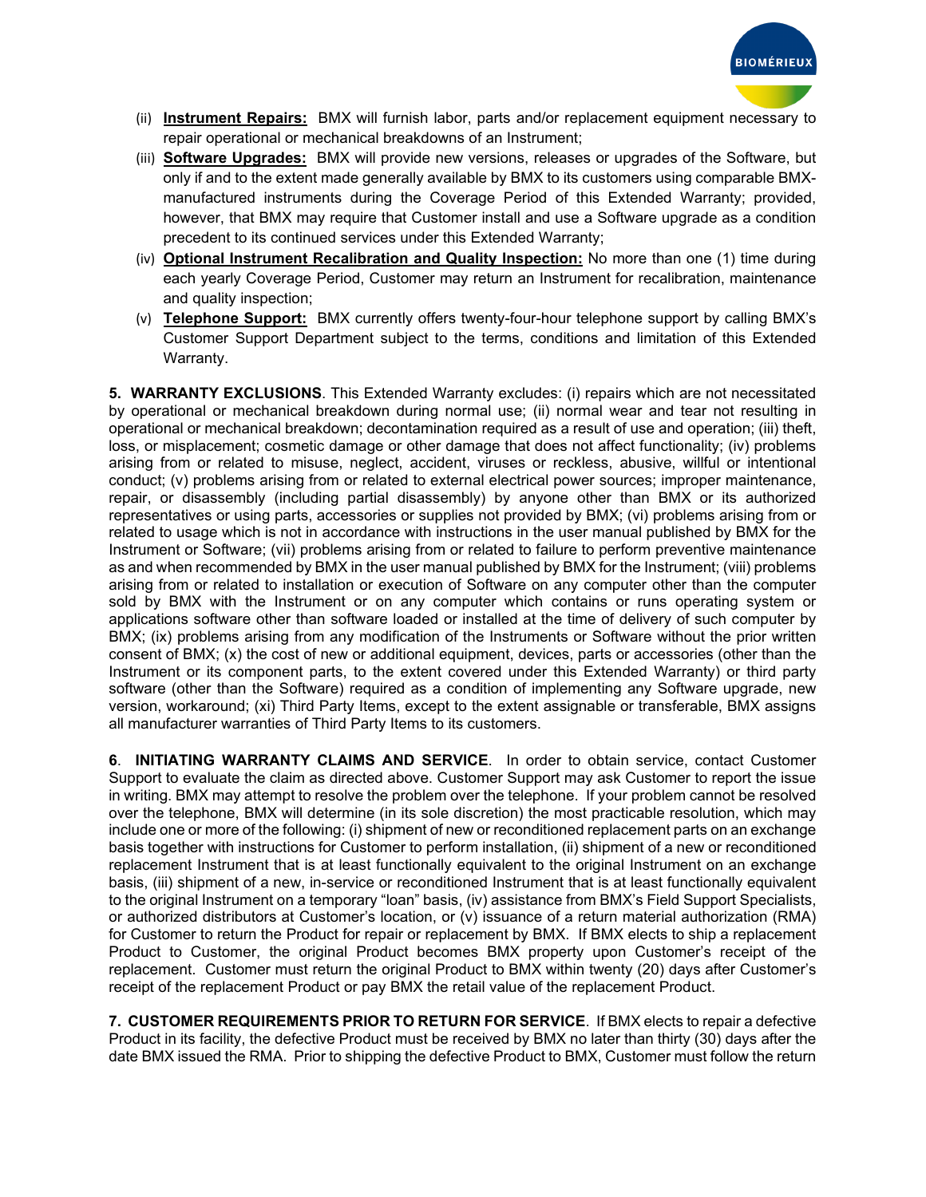(ii) **<u>Instrument Repairs:</u>** BMX will furnish labor, parts and/or replacement equipment necessary to repair operational or mechanical breakdowns of an Instrument;

(iii) **<u>Software Upgrades:</u>** BMX will provide new versions, releases or upgrades of the Software, but only if and to the extent made generally available by BMX to its customers using comparable BMX-manufactured instruments during the Coverage Period of this Extended Warranty; provided, however, that BMX may require that Customer install and use a Software upgrade as a condition precedent to its continued services under this Extended Warranty;

(iv) **<u>Optional Instrument Recalibration and Quality Inspection:</u>** No more than one (1) time during each yearly Coverage Period, Customer may return an Instrument for recalibration, maintenance and quality inspection;

(v) **<u>Telephone Support:</u>** BMX currently offers twenty-four-hour telephone support by calling BMX's Customer Support Department subject to the terms, conditions and limitation of this Extended Warranty.

**5. WARRANTY EXCLUSIONS**. This Extended Warranty excludes: (i) repairs which are not necessitated by operational or mechanical breakdown during normal use; (ii) normal wear and tear not resulting in operational or mechanical breakdown; decontamination required as a result of use and operation; (iii) theft, loss, or misplacement; cosmetic damage or other damage that does not affect functionality; (iv) problems arising from or related to misuse, neglect, accident, viruses or reckless, abusive, willful or intentional conduct; (v) problems arising from or related to external electrical power sources; improper maintenance, repair, or disassembly (including partial disassembly) by anyone other than BMX or its authorized representatives or using parts, accessories or supplies not provided by BMX; (vi) problems arising from or related to usage which is not in accordance with instructions in the user manual published by BMX for the Instrument or Software; (vii) problems arising from or related to failure to perform preventive maintenance as and when recommended by BMX in the user manual published by BMX for the Instrument; (viii) problems arising from or related to installation or execution of Software on any computer other than the computer sold by BMX with the Instrument or on any computer which contains or runs operating system or applications software other than software loaded or installed at the time of delivery of such computer by BMX; (ix) problems arising from any modification of the Instruments or Software without the prior written consent of BMX; (x) the cost of new or additional equipment, devices, parts or accessories (other than the Instrument or its component parts, to the extent covered under this Extended Warranty) or third party software (other than the Software) required as a condition of implementing any Software upgrade, new version, workaround; (xi) Third Party Items, except to the extent assignable or transferable, BMX assigns all manufacturer warranties of Third Party Items to its customers.

**6**. **INITIATING WARRANTY CLAIMS AND SERVICE**. In order to obtain service, contact Customer Support to evaluate the claim as directed above. Customer Support may ask Customer to report the issue in writing. BMX may attempt to resolve the problem over the telephone. If your problem cannot be resolved over the telephone, BMX will determine (in its sole discretion) the most practicable resolution, which may include one or more of the following: (i) shipment of new or reconditioned replacement parts on an exchange basis together with instructions for Customer to perform installation, (ii) shipment of a new or reconditioned replacement Instrument that is at least functionally equivalent to the original Instrument on an exchange basis, (iii) shipment of a new, in-service or reconditioned Instrument that is at least functionally equivalent to the original Instrument on a temporary "loan" basis, (iv) assistance from BMX's Field Support Specialists, or authorized distributors at Customer's location, or (v) issuance of a return material authorization (RMA) for Customer to return the Product for repair or replacement by BMX. If BMX elects to ship a replacement Product to Customer, the original Product becomes BMX property upon Customer's receipt of the replacement. Customer must return the original Product to BMX within twenty (20) days after Customer's receipt of the replacement Product or pay BMX the retail value of the replacement Product.

**7. CUSTOMER REQUIREMENTS PRIOR TO RETURN FOR SERVICE**. If BMX elects to repair a defective Product in its facility, the defective Product must be received by BMX no later than thirty (30) days after the date BMX issued the RMA. Prior to shipping the defective Product to BMX, Customer must follow the return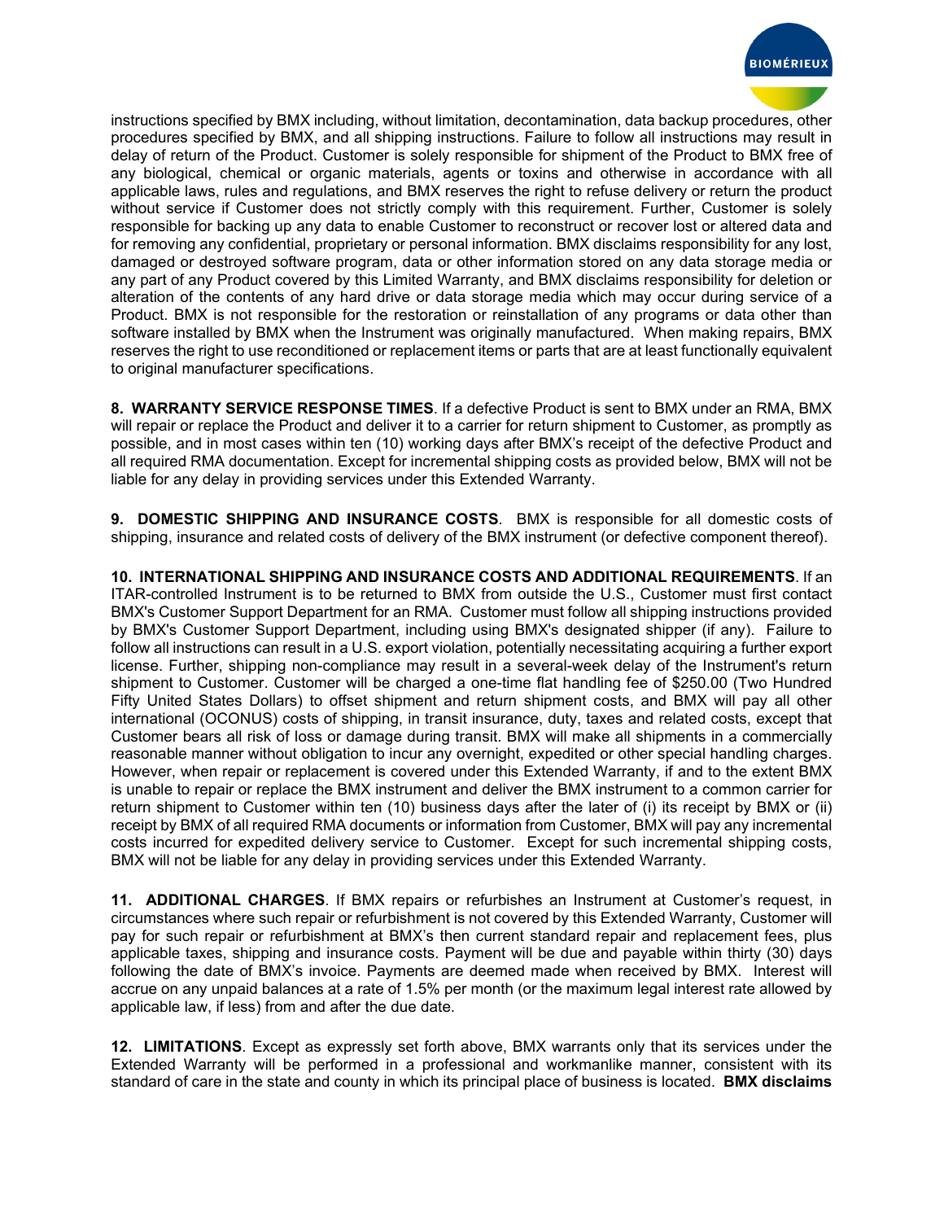instructions specified by BMX including, without limitation, decontamination, data backup procedures, other procedures specified by BMX, and all shipping instructions. Failure to follow all instructions may result in delay of return of the Product. Customer is solely responsible for shipment of the Product to BMX free of any biological, chemical or organic materials, agents or toxins and otherwise in accordance with all applicable laws, rules and regulations, and BMX reserves the right to refuse delivery or return the product without service if Customer does not strictly comply with this requirement. Further, Customer is solely responsible for backing up any data to enable Customer to reconstruct or recover lost or altered data and for removing any confidential, proprietary or personal information. BMX disclaims responsibility for any lost, damaged or destroyed software program, data or other information stored on any data storage media or any part of any Product covered by this Limited Warranty, and BMX disclaims responsibility for deletion or alteration of the contents of any hard drive or data storage media which may occur during service of a Product. BMX is not responsible for the restoration or reinstallation of any programs or data other than software installed by BMX when the Instrument was originally manufactured. When making repairs, BMX reserves the right to use reconditioned or replacement items or parts that are at least functionally equivalent to original manufacturer specifications.

**8. WARRANTY SERVICE RESPONSE TIMES**. If a defective Product is sent to BMX under an RMA, BMX will repair or replace the Product and deliver it to a carrier for return shipment to Customer, as promptly as possible, and in most cases within ten (10) working days after BMX's receipt of the defective Product and all required RMA documentation. Except for incremental shipping costs as provided below, BMX will not be liable for any delay in providing services under this Extended Warranty.

**9. DOMESTIC SHIPPING AND INSURANCE COSTS**. BMX is responsible for all domestic costs of shipping, insurance and related costs of delivery of the BMX instrument (or defective component thereof).

**10. INTERNATIONAL SHIPPING AND INSURANCE COSTS AND ADDITIONAL REQUIREMENTS**. If an ITAR-controlled Instrument is to be returned to BMX from outside the U.S., Customer must first contact BMX's Customer Support Department for an RMA. Customer must follow all shipping instructions provided by BMX's Customer Support Department, including using BMX's designated shipper (if any). Failure to follow all instructions can result in a U.S. export violation, potentially necessitating acquiring a further export license. Further, shipping non-compliance may result in a several-week delay of the Instrument's return shipment to Customer. Customer will be charged a one-time flat handling fee of $250.00 (Two Hundred Fifty United States Dollars) to offset shipment and return shipment costs, and BMX will pay all other international (OCONUS) costs of shipping, in transit insurance, duty, taxes and related costs, except that Customer bears all risk of loss or damage during transit. BMX will make all shipments in a commercially reasonable manner without obligation to incur any overnight, expedited or other special handling charges. However, when repair or replacement is covered under this Extended Warranty, if and to the extent BMX is unable to repair or replace the BMX instrument and deliver the BMX instrument to a common carrier for return shipment to Customer within ten (10) business days after the later of (i) its receipt by BMX or (ii) receipt by BMX of all required RMA documents or information from Customer, BMX will pay any incremental costs incurred for expedited delivery service to Customer. Except for such incremental shipping costs, BMX will not be liable for any delay in providing services under this Extended Warranty.

**11. ADDITIONAL CHARGES**. If BMX repairs or refurbishes an Instrument at Customer's request, in circumstances where such repair or refurbishment is not covered by this Extended Warranty, Customer will pay for such repair or refurbishment at BMX's then current standard repair and replacement fees, plus applicable taxes, shipping and insurance costs. Payment will be due and payable within thirty (30) days following the date of BMX's invoice. Payments are deemed made when received by BMX. Interest will accrue on any unpaid balances at a rate of 1.5% per month (or the maximum legal interest rate allowed by applicable law, if less) from and after the due date.

**12. LIMITATIONS**. Except as expressly set forth above, BMX warrants only that its services under the Extended Warranty will be performed in a professional and workmanlike manner, consistent with its standard of care in the state and county in which its principal place of business is located. **BMX disclaims**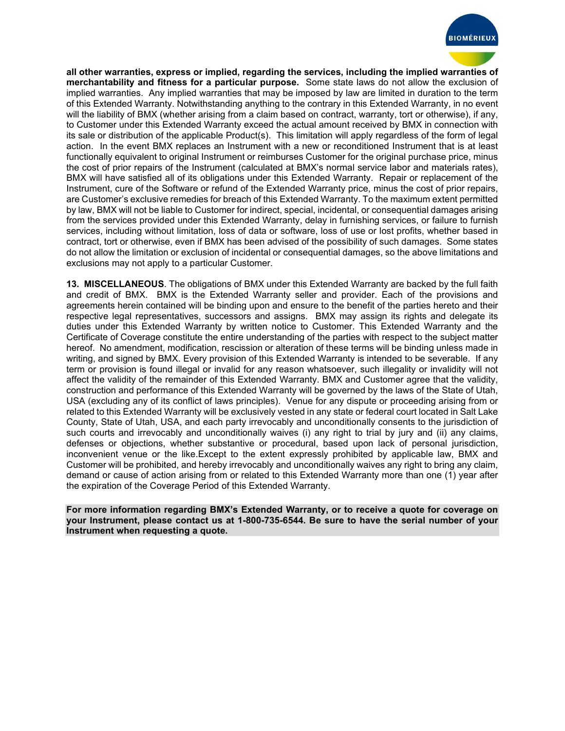**all other warranties, express or implied, regarding the services, including the implied warranties of merchantability and fitness for a particular purpose.** Some state laws do not allow the exclusion of implied warranties. Any implied warranties that may be imposed by law are limited in duration to the term of this Extended Warranty. Notwithstanding anything to the contrary in this Extended Warranty, in no event will the liability of BMX (whether arising from a claim based on contract, warranty, tort or otherwise), if any, to Customer under this Extended Warranty exceed the actual amount received by BMX in connection with its sale or distribution of the applicable Product(s). This limitation will apply regardless of the form of legal action. In the event BMX replaces an Instrument with a new or reconditioned Instrument that is at least functionally equivalent to original Instrument or reimburses Customer for the original purchase price, minus the cost of prior repairs of the Instrument (calculated at BMX's normal service labor and materials rates), BMX will have satisfied all of its obligations under this Extended Warranty. Repair or replacement of the Instrument, cure of the Software or refund of the Extended Warranty price, minus the cost of prior repairs, are Customer's exclusive remedies for breach of this Extended Warranty. To the maximum extent permitted by law, BMX will not be liable to Customer for indirect, special, incidental, or consequential damages arising from the services provided under this Extended Warranty, delay in furnishing services, or failure to furnish services, including without limitation, loss of data or software, loss of use or lost profits, whether based in contract, tort or otherwise, even if BMX has been advised of the possibility of such damages. Some states do not allow the limitation or exclusion of incidental or consequential damages, so the above limitations and exclusions may not apply to a particular Customer.

**13. MISCELLANEOUS**. The obligations of BMX under this Extended Warranty are backed by the full faith and credit of BMX. BMX is the Extended Warranty seller and provider. Each of the provisions and agreements herein contained will be binding upon and ensure to the benefit of the parties hereto and their respective legal representatives, successors and assigns. BMX may assign its rights and delegate its duties under this Extended Warranty by written notice to Customer. This Extended Warranty and the Certificate of Coverage constitute the entire understanding of the parties with respect to the subject matter hereof. No amendment, modification, rescission or alteration of these terms will be binding unless made in writing, and signed by BMX. Every provision of this Extended Warranty is intended to be severable. If any term or provision is found illegal or invalid for any reason whatsoever, such illegality or invalidity will not affect the validity of the remainder of this Extended Warranty. BMX and Customer agree that the validity, construction and performance of this Extended Warranty will be governed by the laws of the State of Utah, USA (excluding any of its conflict of laws principles). Venue for any dispute or proceeding arising from or related to this Extended Warranty will be exclusively vested in any state or federal court located in Salt Lake County, State of Utah, USA, and each party irrevocably and unconditionally consents to the jurisdiction of such courts and irrevocably and unconditionally waives (i) any right to trial by jury and (ii) any claims, defenses or objections, whether substantive or procedural, based upon lack of personal jurisdiction, inconvenient venue or the like.Except to the extent expressly prohibited by applicable law, BMX and Customer will be prohibited, and hereby irrevocably and unconditionally waives any right to bring any claim, demand or cause of action arising from or related to this Extended Warranty more than one (1) year after the expiration of the Coverage Period of this Extended Warranty.

**For more information regarding BMX's Extended Warranty, or to receive a quote for coverage on your Instrument, please contact us at 1-800-735-6544. Be sure to have the serial number of your Instrument when requesting a quote.**